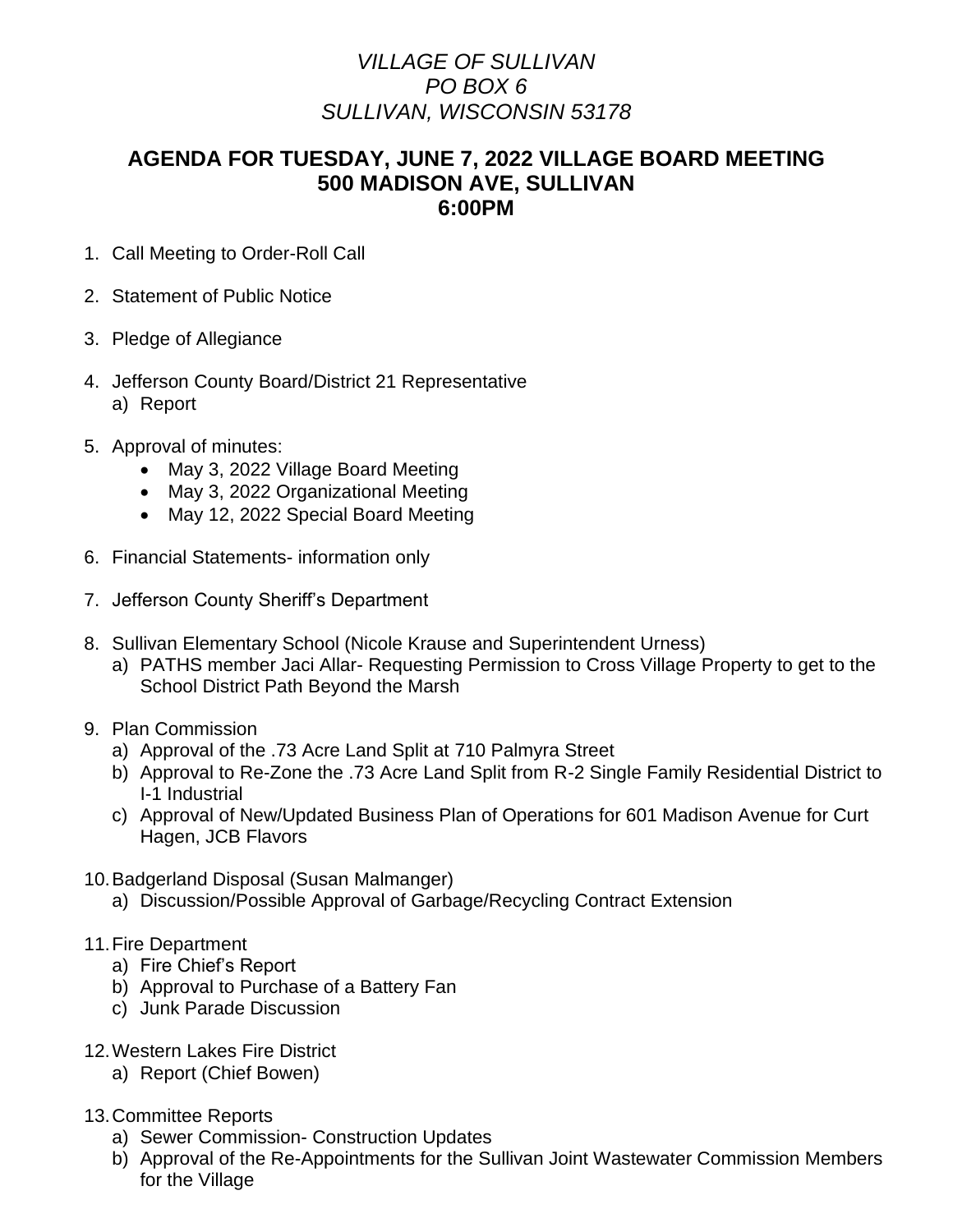*VILLAGE OF SULLIVAN*
*PO BOX 6*
*SULLIVAN, WISCONSIN 53178*

## AGENDA FOR TUESDAY, JUNE 7, 2022 VILLAGE BOARD MEETING
## 500 MADISON AVE, SULLIVAN
## 6:00PM

1. Call Meeting to Order-Roll Call

2. Statement of Public Notice

3. Pledge of Allegiance

4. Jefferson County Board/District 21 Representative
   a) Report

5. Approval of minutes:
   - May 3, 2022 Village Board Meeting
   - May 3, 2022 Organizational Meeting
   - May 12, 2022 Special Board Meeting

6. Financial Statements- information only

7. Jefferson County Sheriff's Department

8. Sullivan Elementary School (Nicole Krause and Superintendent Urness)
   a) PATHS member Jaci Allar- Requesting Permission to Cross Village Property to get to the School District Path Beyond the Marsh

9. Plan Commission
   a) Approval of the .73 Acre Land Split at 710 Palmyra Street
   b) Approval to Re-Zone the .73 Acre Land Split from R-2 Single Family Residential District to I-1 Industrial
   c) Approval of New/Updated Business Plan of Operations for 601 Madison Avenue for Curt Hagen, JCB Flavors

10. Badgerland Disposal (Susan Malmanger)
    a) Discussion/Possible Approval of Garbage/Recycling Contract Extension

11. Fire Department
    a) Fire Chief's Report
    b) Approval to Purchase of a Battery Fan
    c) Junk Parade Discussion

12. Western Lakes Fire District
    a) Report (Chief Bowen)

13. Committee Reports
    a) Sewer Commission- Construction Updates
    b) Approval of the Re-Appointments for the Sullivan Joint Wastewater Commission Members for the Village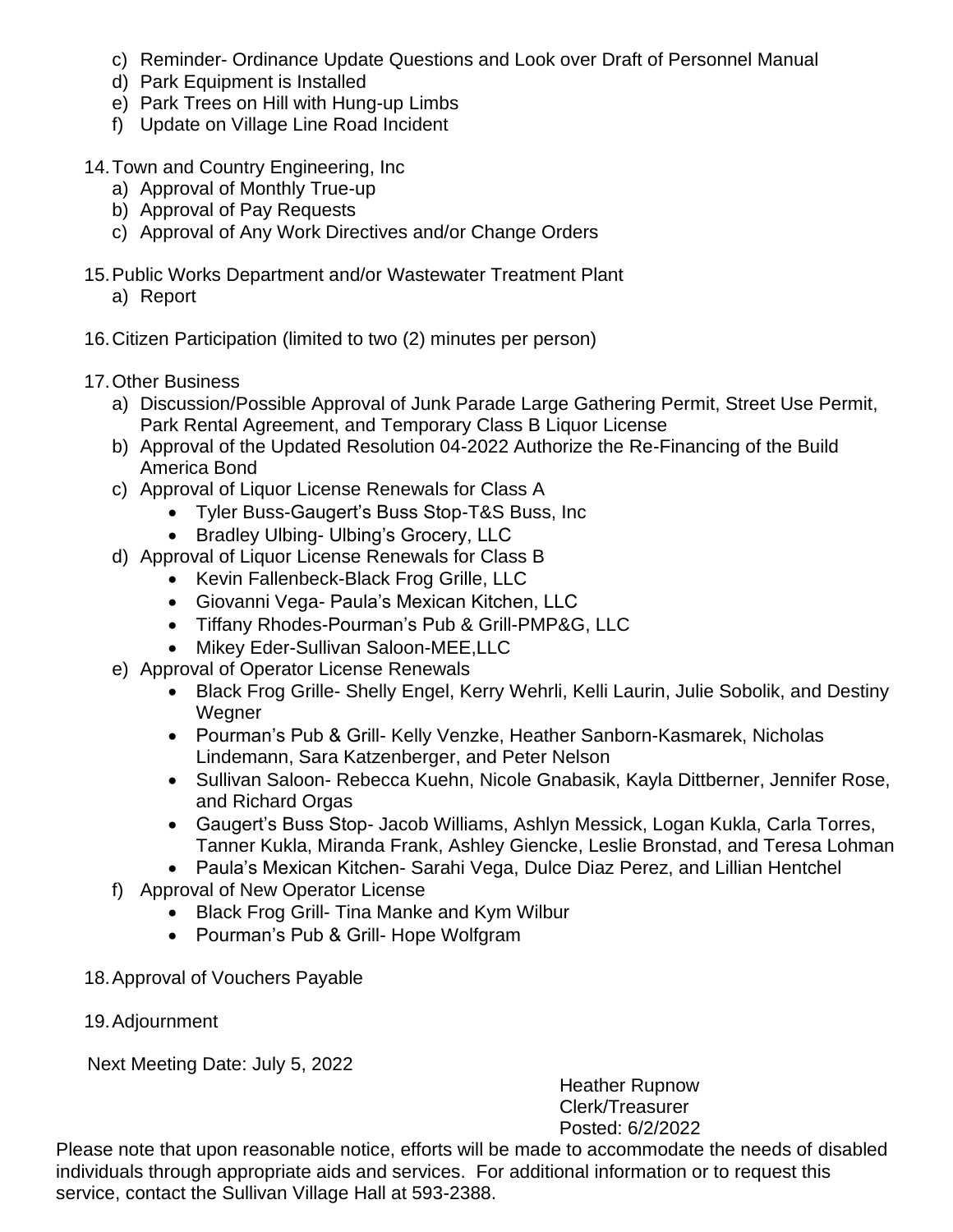c) Reminder- Ordinance Update Questions and Look over Draft of Personnel Manual
d) Park Equipment is Installed
e) Park Trees on Hill with Hung-up Limbs
f) Update on Village Line Road Incident

14. Town and Country Engineering, Inc
    a) Approval of Monthly True-up
    b) Approval of Pay Requests
    c) Approval of Any Work Directives and/or Change Orders

15. Public Works Department and/or Wastewater Treatment Plant
    a) Report

16. Citizen Participation (limited to two (2) minutes per person)

17. Other Business
    a) Discussion/Possible Approval of Junk Parade Large Gathering Permit, Street Use Permit, Park Rental Agreement, and Temporary Class B Liquor License
    b) Approval of the Updated Resolution 04-2022 Authorize the Re-Financing of the Build America Bond
    c) Approval of Liquor License Renewals for Class A
        - Tyler Buss-Gaugert's Buss Stop-T&S Buss, Inc
        - Bradley Ulbing- Ulbing's Grocery, LLC
    d) Approval of Liquor License Renewals for Class B
        - Kevin Fallenbeck-Black Frog Grille, LLC
        - Giovanni Vega- Paula's Mexican Kitchen, LLC
        - Tiffany Rhodes-Pourman's Pub & Grill-PMP&G, LLC
        - Mikey Eder-Sullivan Saloon-MEE,LLC
    e) Approval of Operator License Renewals
        - Black Frog Grille- Shelly Engel, Kerry Wehrli, Kelli Laurin, Julie Sobolik, and Destiny Wegner
        - Pourman's Pub & Grill- Kelly Venzke, Heather Sanborn-Kasmarek, Nicholas Lindemann, Sara Katzenberger, and Peter Nelson
        - Sullivan Saloon- Rebecca Kuehn, Nicole Gnabasik, Kayla Dittberner, Jennifer Rose, and Richard Orgas
        - Gaugert's Buss Stop- Jacob Williams, Ashlyn Messick, Logan Kukla, Carla Torres, Tanner Kukla, Miranda Frank, Ashley Giencke, Leslie Bronstad, and Teresa Lohman
        - Paula's Mexican Kitchen- Sarahi Vega, Dulce Diaz Perez, and Lillian Hentchel
    f) Approval of New Operator License
        - Black Frog Grill- Tina Manke and Kym Wilbur
        - Pourman's Pub & Grill- Hope Wolfgram

18. Approval of Vouchers Payable

19. Adjournment

Next Meeting Date: July 5, 2022

Heather Rupnow
Clerk/Treasurer
Posted: 6/2/2022

Please note that upon reasonable notice, efforts will be made to accommodate the needs of disabled individuals through appropriate aids and services. For additional information or to request this service, contact the Sullivan Village Hall at 593-2388.